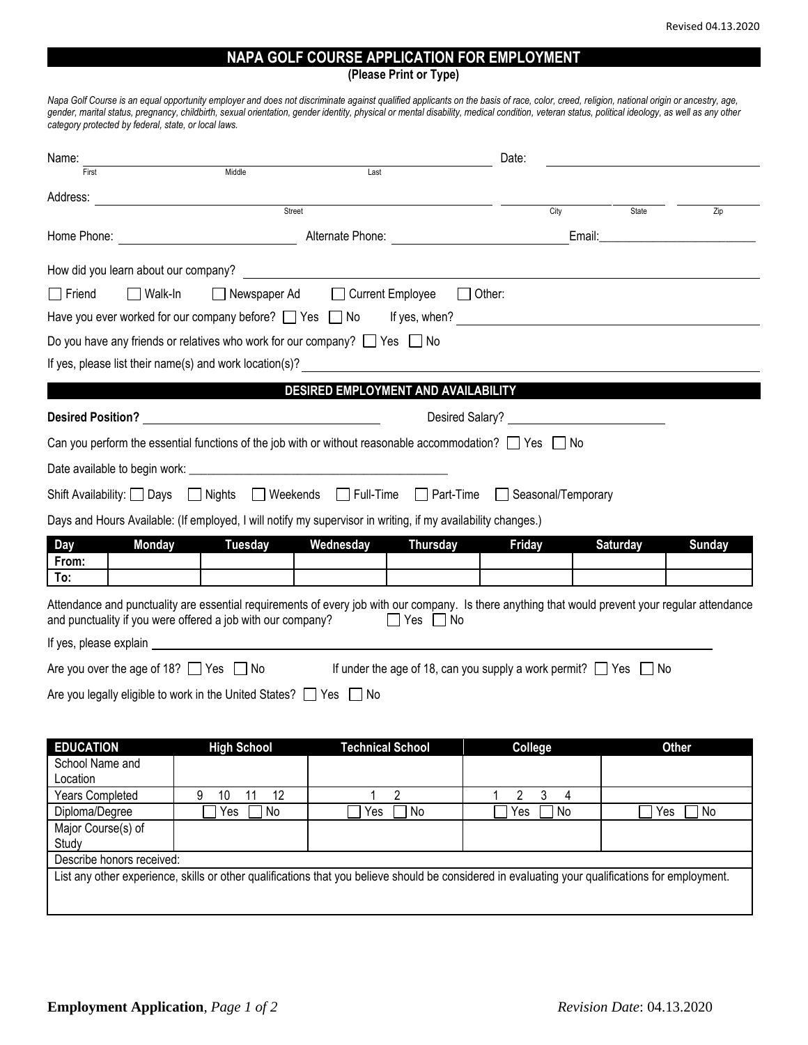Revised 04.13.2020

# NAPA GOLF COURSE APPLICATION FOR EMPLOYMENT

**(Please Print or Type)**

*Napa Golf Course is an equal opportunity employer and does not discriminate against qualified applicants on the basis of race, color, creed, religion, national origin or ancestry, age, gender, marital status, pregnancy, childbirth, sexual orientation, gender identity, physical or mental disability, medical condition, veteran status, political ideology, as well as any other category protected by federal, state, or local laws.*

Name: ______________________________ (First / Middle / Last) Date: ____________________

Address: ______________________________ (Street) ____________ (City) ________ (State) ________ (Zip)

Home Phone: ____________________ Alternate Phone: ____________________ Email: ____________________

How did you learn about our company? ______________________________

☐ Friend ☐ Walk-In ☐ Newspaper Ad ☐ Current Employee ☐ Other:

Have you ever worked for our company before? ☐ Yes ☐ No If yes, when? ____________________

Do you have any friends or relatives who work for our company? ☐ Yes ☐ No

If yes, please list their name(s) and work location(s)? ______________________________

## DESIRED EMPLOYMENT AND AVAILABILITY

**Desired Position?** ____________________ Desired Salary? ____________________

Can you perform the essential functions of the job with or without reasonable accommodation? ☐ Yes ☐ No

Date available to begin work: ______________________________

Shift Availability: ☐ Days ☐ Nights ☐ Weekends ☐ Full-Time ☐ Part-Time ☐ Seasonal/Temporary

Days and Hours Available: (If employed, I will notify my supervisor in writing, if my availability changes.)

| Day | Monday | Tuesday | Wednesday | Thursday | Friday | Saturday | Sunday |
|---|---|---|---|---|---|---|---|
| From: | | | | | | | |
| To: | | | | | | | |

Attendance and punctuality are essential requirements of every job with our company. Is there anything that would prevent your regular attendance and punctuality if you were offered a job with our company? ☐ Yes ☐ No

If yes, please explain ______________________________

Are you over the age of 18? ☐ Yes ☐ No If under the age of 18, can you supply a work permit? ☐ Yes ☐ No

Are you legally eligible to work in the United States? ☐ Yes ☐ No

| EDUCATION | High School | Technical School | College | Other |
|---|---|---|---|---|
| School Name and Location | | | | |
| Years Completed | 9 10 11 12 | 1 2 | 1 2 3 4 | |
| Diploma/Degree | ☐ Yes ☐ No | ☐ Yes ☐ No | ☐ Yes ☐ No | ☐ Yes ☐ No |
| Major Course(s) of Study | | | | |
| Describe honors received: | | | | |
| List any other experience, skills or other qualifications that you believe should be considered in evaluating your qualifications for employment. | | | | |

**Employment Application**, *Page 1 of 2* *Revision Date*: 04.13.2020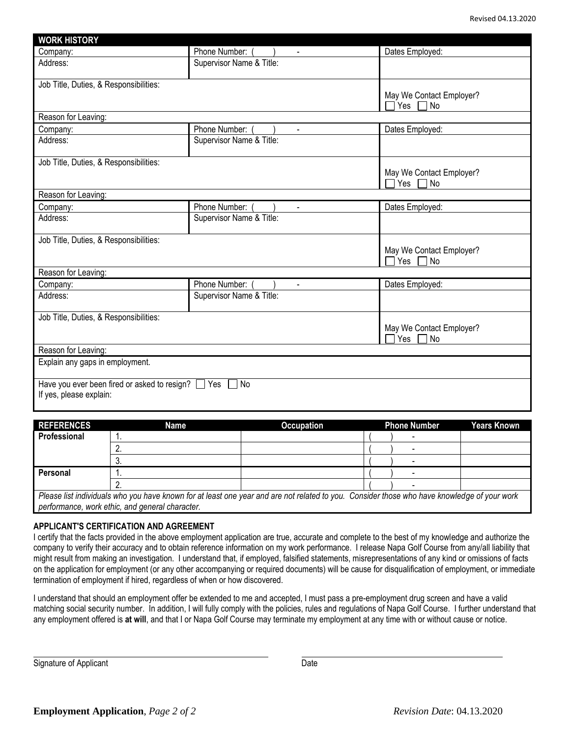## WORK HISTORY

| | | |
|---|---|---|
| Company: | Phone Number: (     )     - | Dates Employed: |
| Address: | Supervisor Name & Title: | |
| Job Title, Duties, & Responsibilities: | | May We Contact Employer? ☐ Yes ☐ No |
| Reason for Leaving: | | |
| Company: | Phone Number: (     )     - | Dates Employed: |
| Address: | Supervisor Name & Title: | |
| Job Title, Duties, & Responsibilities: | | May We Contact Employer? ☐ Yes ☐ No |
| Reason for Leaving: | | |
| Company: | Phone Number: (     )     - | Dates Employed: |
| Address: | Supervisor Name & Title: | |
| Job Title, Duties, & Responsibilities: | | May We Contact Employer? ☐ Yes ☐ No |
| Reason for Leaving: | | |
| Company: | Phone Number: (     )     - | Dates Employed: |
| Address: | Supervisor Name & Title: | |
| Job Title, Duties, & Responsibilities: | | May We Contact Employer? ☐ Yes ☐ No |
| Reason for Leaving: | | |
| Explain any gaps in employment. | | |
| Have you ever been fired or asked to resign? ☐ Yes ☐ No<br>If yes, please explain: | | |

| REFERENCES | Name | Occupation | Phone Number | Years Known |
|---|---|---|---|---|
| Professional | 1. | | (     )     - | |
| | 2. | | (     )     - | |
| | 3. | | (     )     - | |
| Personal | 1. | | (     )     - | |
| | 2. | | (     )     - | |

*Please list individuals who you have known for at least one year and are not related to you. Consider those who have knowledge of your work performance, work ethic, and general character.*

**APPLICANT'S CERTIFICATION AND AGREEMENT**

I certify that the facts provided in the above employment application are true, accurate and complete to the best of my knowledge and authorize the company to verify their accuracy and to obtain reference information on my work performance. I release Napa Golf Course from any/all liability that might result from making an investigation. I understand that, if employed, falsified statements, misrepresentations of any kind or omissions of facts on the application for employment (or any other accompanying or required documents) will be cause for disqualification of employment, or immediate termination of employment if hired, regardless of when or how discovered.

I understand that should an employment offer be extended to me and accepted, I must pass a pre-employment drug screen and have a valid matching social security number. In addition, I will fully comply with the policies, rules and regulations of Napa Golf Course. I further understand that any employment offered is **at will**, and that I or Napa Golf Course may terminate my employment at any time with or without cause or notice.

Signature of Applicant _______________________________ Date _______________________________